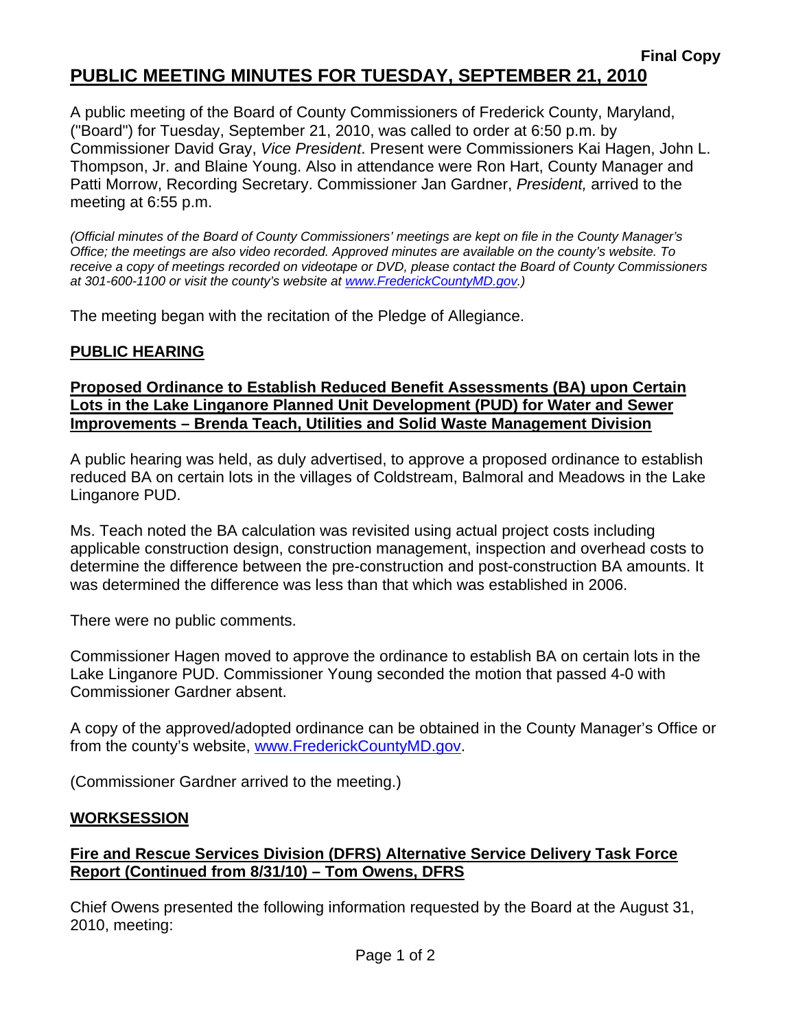**Final Copy**

# PUBLIC MEETING MINUTES FOR TUESDAY, SEPTEMBER 21, 2010

A public meeting of the Board of County Commissioners of Frederick County, Maryland, ("Board") for Tuesday, September 21, 2010, was called to order at 6:50 p.m. by Commissioner David Gray, *Vice President*. Present were Commissioners Kai Hagen, John L. Thompson, Jr. and Blaine Young. Also in attendance were Ron Hart, County Manager and Patti Morrow, Recording Secretary. Commissioner Jan Gardner, *President,* arrived to the meeting at 6:55 p.m.

*(Official minutes of the Board of County Commissioners' meetings are kept on file in the County Manager's Office; the meetings are also video recorded. Approved minutes are available on the county's website. To receive a copy of meetings recorded on videotape or DVD, please contact the Board of County Commissioners at 301-600-1100 or visit the county's website at www.FrederickCountyMD.gov.)*

The meeting began with the recitation of the Pledge of Allegiance.

## PUBLIC HEARING

### Proposed Ordinance to Establish Reduced Benefit Assessments (BA) upon Certain Lots in the Lake Linganore Planned Unit Development (PUD) for Water and Sewer Improvements – Brenda Teach, Utilities and Solid Waste Management Division

A public hearing was held, as duly advertised, to approve a proposed ordinance to establish reduced BA on certain lots in the villages of Coldstream, Balmoral and Meadows in the Lake Linganore PUD.

Ms. Teach noted the BA calculation was revisited using actual project costs including applicable construction design, construction management, inspection and overhead costs to determine the difference between the pre-construction and post-construction BA amounts. It was determined the difference was less than that which was established in 2006.

There were no public comments.

Commissioner Hagen moved to approve the ordinance to establish BA on certain lots in the Lake Linganore PUD. Commissioner Young seconded the motion that passed 4-0 with Commissioner Gardner absent.

A copy of the approved/adopted ordinance can be obtained in the County Manager's Office or from the county's website, www.FrederickCountyMD.gov.

(Commissioner Gardner arrived to the meeting.)

## WORKSESSION

### Fire and Rescue Services Division (DFRS) Alternative Service Delivery Task Force Report (Continued from 8/31/10) – Tom Owens, DFRS

Chief Owens presented the following information requested by the Board at the August 31, 2010, meeting: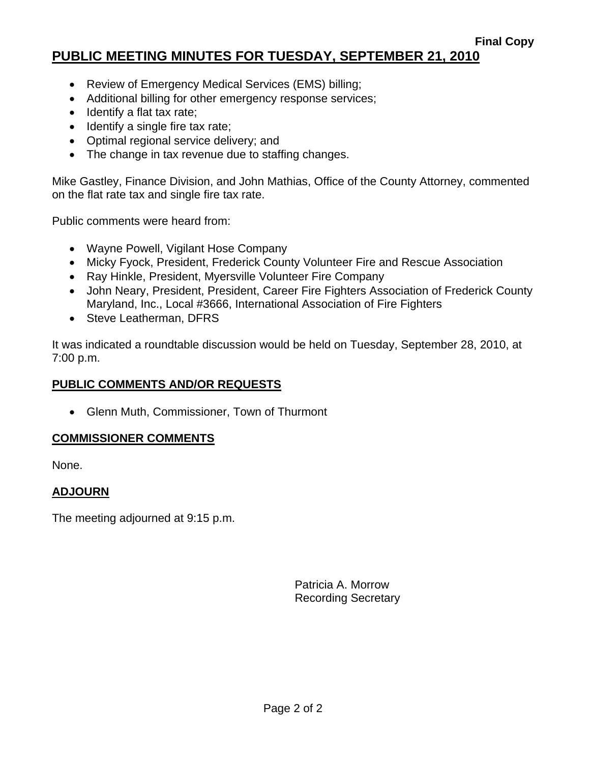- Review of Emergency Medical Services (EMS) billing;
- Additional billing for other emergency response services;
- Identify a flat tax rate;
- Identify a single fire tax rate;
- Optimal regional service delivery; and
- The change in tax revenue due to staffing changes.

Mike Gastley, Finance Division, and John Mathias, Office of the County Attorney, commented on the flat rate tax and single fire tax rate.

Public comments were heard from:

- Wayne Powell, Vigilant Hose Company
- Micky Fyock, President, Frederick County Volunteer Fire and Rescue Association
- Ray Hinkle, President, Myersville Volunteer Fire Company
- John Neary, President, President, Career Fire Fighters Association of Frederick County Maryland, Inc., Local #3666, International Association of Fire Fighters
- Steve Leatherman, DFRS

It was indicated a roundtable discussion would be held on Tuesday, September 28, 2010, at 7:00 p.m.

## PUBLIC COMMENTS AND/OR REQUESTS

- Glenn Muth, Commissioner, Town of Thurmont

## COMMISSIONER COMMENTS

None.

## ADJOURN

The meeting adjourned at 9:15 p.m.

Patricia A. Morrow
Recording Secretary